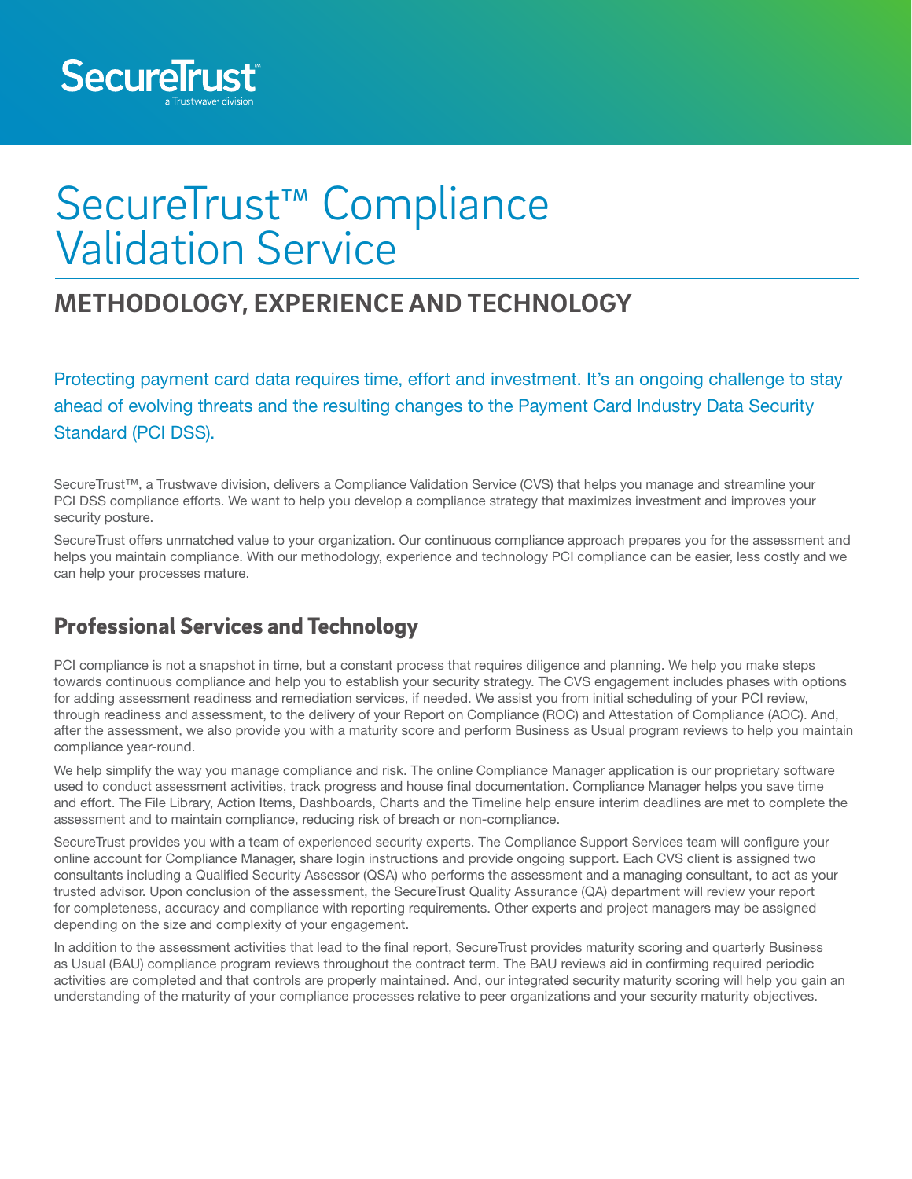SecureTrust™
a Trustwave® division

# SecureTrust™ Compliance Validation Service

## METHODOLOGY, EXPERIENCE AND TECHNOLOGY

Protecting payment card data requires time, effort and investment. It's an ongoing challenge to stay ahead of evolving threats and the resulting changes to the Payment Card Industry Data Security Standard (PCI DSS).

SecureTrust™, a Trustwave division, delivers a Compliance Validation Service (CVS) that helps you manage and streamline your PCI DSS compliance efforts. We want to help you develop a compliance strategy that maximizes investment and improves your security posture.

SecureTrust offers unmatched value to your organization. Our continuous compliance approach prepares you for the assessment and helps you maintain compliance. With our methodology, experience and technology PCI compliance can be easier, less costly and we can help your processes mature.

## Professional Services and Technology

PCI compliance is not a snapshot in time, but a constant process that requires diligence and planning. We help you make steps towards continuous compliance and help you to establish your security strategy. The CVS engagement includes phases with options for adding assessment readiness and remediation services, if needed. We assist you from initial scheduling of your PCI review, through readiness and assessment, to the delivery of your Report on Compliance (ROC) and Attestation of Compliance (AOC). And, after the assessment, we also provide you with a maturity score and perform Business as Usual program reviews to help you maintain compliance year-round.

We help simplify the way you manage compliance and risk. The online Compliance Manager application is our proprietary software used to conduct assessment activities, track progress and house final documentation. Compliance Manager helps you save time and effort. The File Library, Action Items, Dashboards, Charts and the Timeline help ensure interim deadlines are met to complete the assessment and to maintain compliance, reducing risk of breach or non-compliance.

SecureTrust provides you with a team of experienced security experts. The Compliance Support Services team will configure your online account for Compliance Manager, share login instructions and provide ongoing support. Each CVS client is assigned two consultants including a Qualified Security Assessor (QSA) who performs the assessment and a managing consultant, to act as your trusted advisor. Upon conclusion of the assessment, the SecureTrust Quality Assurance (QA) department will review your report for completeness, accuracy and compliance with reporting requirements. Other experts and project managers may be assigned depending on the size and complexity of your engagement.

In addition to the assessment activities that lead to the final report, SecureTrust provides maturity scoring and quarterly Business as Usual (BAU) compliance program reviews throughout the contract term. The BAU reviews aid in confirming required periodic activities are completed and that controls are properly maintained. And, our integrated security maturity scoring will help you gain an understanding of the maturity of your compliance processes relative to peer organizations and your security maturity objectives.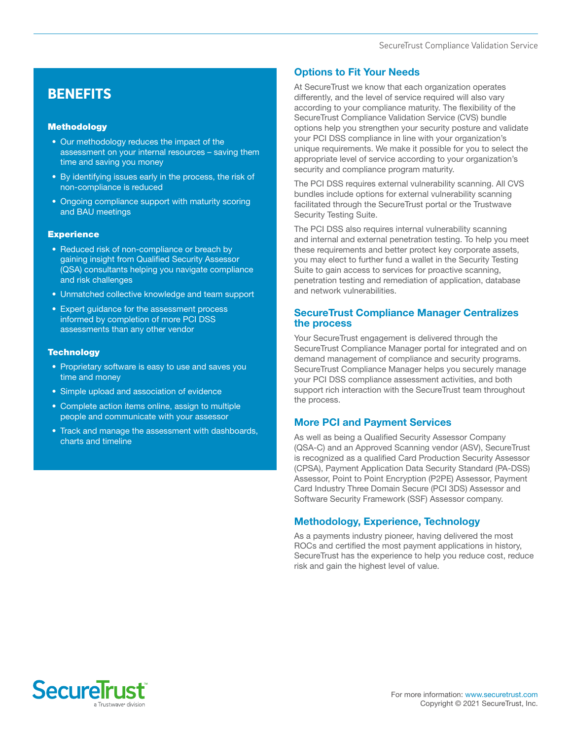## BENEFITS

### Methodology

- Our methodology reduces the impact of the assessment on your internal resources – saving them time and saving you money
- By identifying issues early in the process, the risk of non-compliance is reduced
- Ongoing compliance support with maturity scoring and BAU meetings

### Experience

- Reduced risk of non-compliance or breach by gaining insight from Qualified Security Assessor (QSA) consultants helping you navigate compliance and risk challenges
- Unmatched collective knowledge and team support
- Expert guidance for the assessment process informed by completion of more PCI DSS assessments than any other vendor

### Technology

- Proprietary software is easy to use and saves you time and money
- Simple upload and association of evidence
- Complete action items online, assign to multiple people and communicate with your assessor
- Track and manage the assessment with dashboards, charts and timeline

## Options to Fit Your Needs

At SecureTrust we know that each organization operates differently, and the level of service required will also vary according to your compliance maturity. The flexibility of the SecureTrust Compliance Validation Service (CVS) bundle options help you strengthen your security posture and validate your PCI DSS compliance in line with your organization's unique requirements. We make it possible for you to select the appropriate level of service according to your organization's security and compliance program maturity.

The PCI DSS requires external vulnerability scanning. All CVS bundles include options for external vulnerability scanning facilitated through the SecureTrust portal or the Trustwave Security Testing Suite.

The PCI DSS also requires internal vulnerability scanning and internal and external penetration testing. To help you meet these requirements and better protect key corporate assets, you may elect to further fund a wallet in the Security Testing Suite to gain access to services for proactive scanning, penetration testing and remediation of application, database and network vulnerabilities.

## SecureTrust Compliance Manager Centralizes the process

Your SecureTrust engagement is delivered through the SecureTrust Compliance Manager portal for integrated and on demand management of compliance and security programs. SecureTrust Compliance Manager helps you securely manage your PCI DSS compliance assessment activities, and both support rich interaction with the SecureTrust team throughout the process.

## More PCI and Payment Services

As well as being a Qualified Security Assessor Company (QSA-C) and an Approved Scanning vendor (ASV), SecureTrust is recognized as a qualified Card Production Security Assessor (CPSA), Payment Application Data Security Standard (PA-DSS) Assessor, Point to Point Encryption (P2PE) Assessor, Payment Card Industry Three Domain Secure (PCI 3DS) Assessor and Software Security Framework (SSF) Assessor company.

## Methodology, Experience, Technology

As a payments industry pioneer, having delivered the most ROCs and certified the most payment applications in history, SecureTrust has the experience to help you reduce cost, reduce risk and gain the highest level of value.

SecureTrust
a Trustwave division

For more information: www.securetrust.com
Copyright © 2021 SecureTrust, Inc.